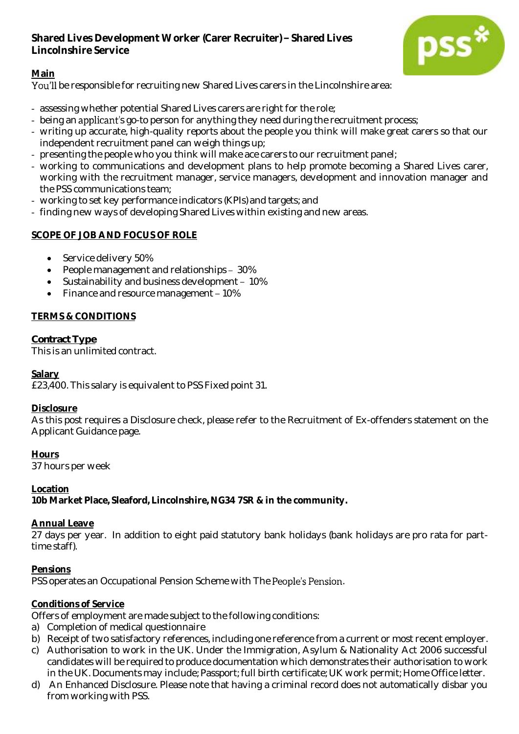# Shared Lives Development Worker (Carer Recruiter) – Shared Lives Lincolnshire Service

**Main**

You'll be responsible for recruiting new Shared Lives carers in the Lincolnshire area:

- assessing whether potential Shared Lives carers are right for the role;
- being an applicant's go-to person for anything they need during the recruitment process;
- writing up accurate, high-quality reports about the people you think will make great carers so that our independent recruitment panel can weigh things up;
- presenting the people who you think will make ace carers to our recruitment panel;
- working to communications and development plans to help promote becoming a Shared Lives carer, working with the recruitment manager, service managers, development and innovation manager and the PSS communications team;
- working to set key performance indicators (KPIs) and targets; and
- finding new ways of developing Shared Lives within existing and new areas.

## SCOPE OF JOB AND FOCUS OF ROLE

- Service delivery 50%
- People management and relationships – 30%
- Sustainability and business development – 10%
- Finance and resource management – 10%

## TERMS & CONDITIONS

**Contract Type**

This is an unlimited contract.

**Salary**

£23,400. This salary is equivalent to PSS Fixed point 31.

**Disclosure**

As this post requires a Disclosure check, please refer to the Recruitment of Ex-offenders statement on the Applicant Guidance page.

**Hours**

37 hours per week

**Location**

**10b Market Place, Sleaford, Lincolnshire, NG34 7SR & in the community.**

**Annual Leave**

27 days per year. In addition to eight paid statutory bank holidays (bank holidays are pro rata for part-time staff).

**Pensions**

PSS operates an Occupational Pension Scheme with The People's Pension.

**Conditions of Service**

Offers of employment are made subject to the following conditions:

a) Completion of medical questionnaire
b) Receipt of two satisfactory references, including one reference from a current or most recent employer.
c) Authorisation to work in the UK. Under the Immigration, Asylum & Nationality Act 2006 successful candidates will be required to produce documentation which demonstrates their authorisation to work in the UK. Documents may include; Passport; full birth certificate; UK work permit; Home Office letter.
d) An Enhanced Disclosure. Please note that having a criminal record does not automatically disbar you from working with PSS.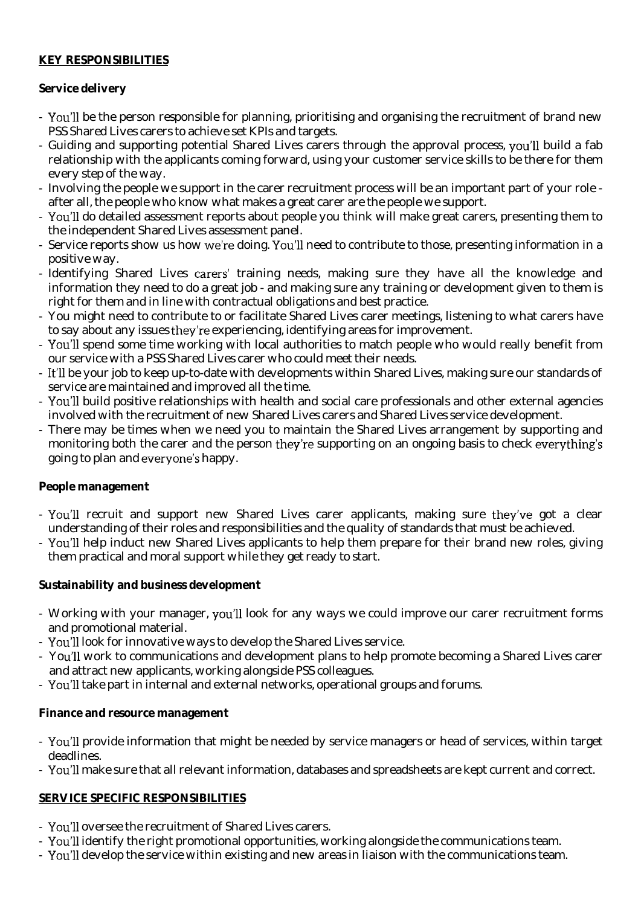**KEY RESPONSIBILITIES**

**Service delivery**

- You'll be the person responsible for planning, prioritising and organising the recruitment of brand new PSS Shared Lives carers to achieve set KPIs and targets.
- Guiding and supporting potential Shared Lives carers through the approval process, you'll build a fab relationship with the applicants coming forward, using your customer service skills to be there for them every step of the way.
- Involving the people we support in the carer recruitment process will be an important part of your role - after all, the people who know what makes a great carer are the people we support.
- You'll do detailed assessment reports about people you think will make great carers, presenting them to the independent Shared Lives assessment panel.
- Service reports show us how we're doing. You'll need to contribute to those, presenting information in a positive way.
- Identifying Shared Lives carers' training needs, making sure they have all the knowledge and information they need to do a great job - and making sure any training or development given to them is right for them and in line with contractual obligations and best practice.
- You might need to contribute to or facilitate Shared Lives carer meetings, listening to what carers have to say about any issues they're experiencing, identifying areas for improvement.
- You'll spend some time working with local authorities to match people who would really benefit from our service with a PSS Shared Lives carer who could meet their needs.
- It'll be your job to keep up-to-date with developments within Shared Lives, making sure our standards of service are maintained and improved all the time.
- You'll build positive relationships with health and social care professionals and other external agencies involved with the recruitment of new Shared Lives carers and Shared Lives service development.
- There may be times when we need you to maintain the Shared Lives arrangement by supporting and monitoring both the carer and the person they're supporting on an ongoing basis to check everything's going to plan and everyone's happy.

**People management**

- You'll recruit and support new Shared Lives carer applicants, making sure they've got a clear understanding of their roles and responsibilities and the quality of standards that must be achieved.
- You'll help induct new Shared Lives applicants to help them prepare for their brand new roles, giving them practical and moral support while they get ready to start.

**Sustainability and business development**

- Working with your manager, you'll look for any ways we could improve our carer recruitment forms and promotional material.
- You'll look for innovative ways to develop the Shared Lives service.
- You'll work to communications and development plans to help promote becoming a Shared Lives carer and attract new applicants, working alongside PSS colleagues.
- You'll take part in internal and external networks, operational groups and forums.

**Finance and resource management**

- You'll provide information that might be needed by service managers or head of services, within target deadlines.
- You'll make sure that all relevant information, databases and spreadsheets are kept current and correct.

**SERVICE SPECIFIC RESPONSIBILITIES**

- You'll oversee the recruitment of Shared Lives carers.
- You'll identify the right promotional opportunities, working alongside the communications team.
- You'll develop the service within existing and new areas in liaison with the communications team.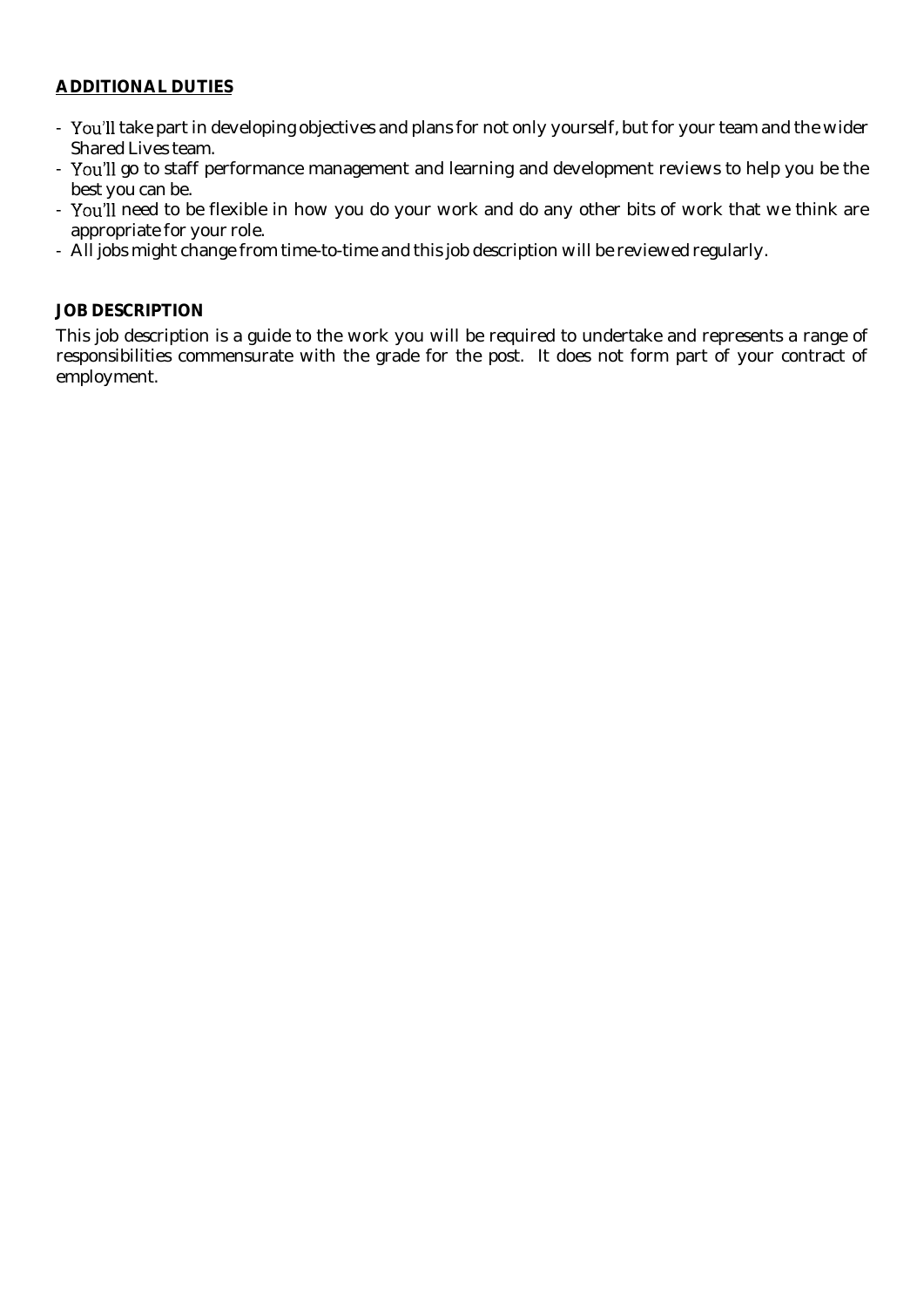## **ADDITIONAL DUTIES**

- You'll take part in developing objectives and plans for not only yourself, but for your team and the wider Shared Lives team.
- You'll go to staff performance management and learning and development reviews to help you be the best you can be.
- You'll need to be flexible in how you do your work and do any other bits of work that we think are appropriate for your role.
- All jobs might change from time-to-time and this job description will be reviewed regularly.

## **JOB DESCRIPTION**

This job description is a guide to the work you will be required to undertake and represents a range of responsibilities commensurate with the grade for the post. It does not form part of your contract of employment.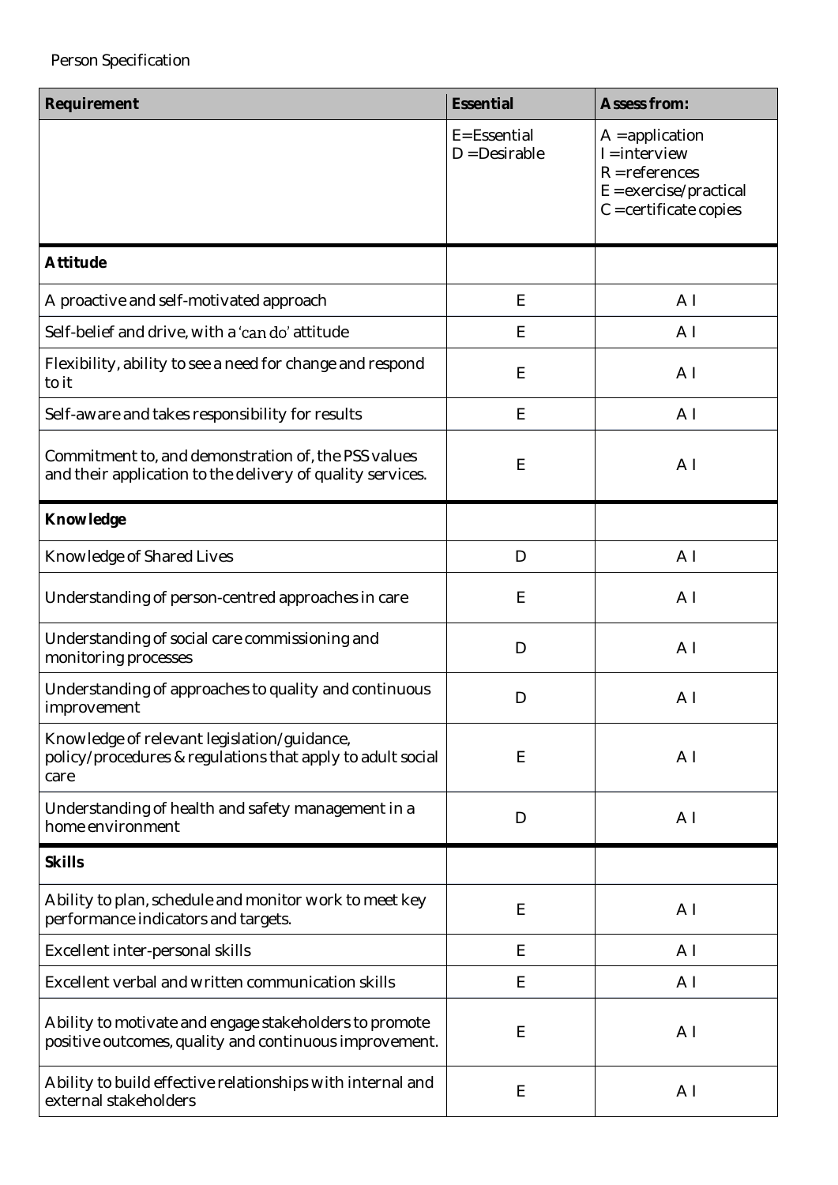Person Specification

| **Requirement** | **Essential** | **Assess from:** |
|---|---|---|
| | E=Essential<br>D =Desirable | A =application<br>I =interview<br>R =references<br>E =exercise/practical<br>C =certificate copies |
| **Attitude** | | |
| A proactive and self-motivated approach | E | A I |
| Self-belief and drive, with a 'can do' attitude | E | A I |
| Flexibility, ability to see a need for change and respond to it | E | A I |
| Self-aware and takes responsibility for results | E | A I |
| Commitment to, and demonstration of, the PSS values and their application to the delivery of quality services. | E | A I |
| **Knowledge** | | |
| Knowledge of Shared Lives | D | A I |
| Understanding of person-centred approaches in care | E | A I |
| Understanding of social care commissioning and monitoring processes | D | A I |
| Understanding of approaches to quality and continuous improvement | D | A I |
| Knowledge of relevant legislation/guidance, policy/procedures & regulations that apply to adult social care | E | A I |
| Understanding of health and safety management in a home environment | D | A I |
| **Skills** | | |
| Ability to plan, schedule and monitor work to meet key performance indicators and targets. | E | A I |
| Excellent inter-personal skills | E | A I |
| Excellent verbal and written communication skills | E | A I |
| Ability to motivate and engage stakeholders to promote positive outcomes, quality and continuous improvement. | E | A I |
| Ability to build effective relationships with internal and external stakeholders | E | A I |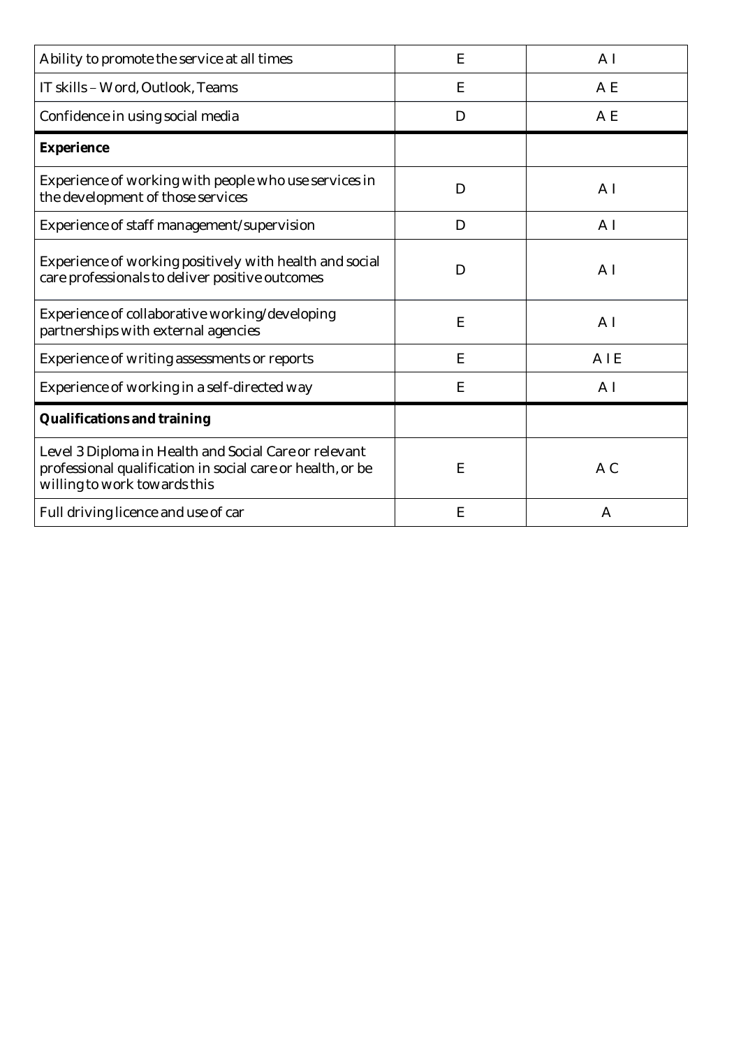| | | |
|---|---|---|
| Ability to promote the service at all times | E | A I |
| IT skills – Word, Outlook, Teams | E | A E |
| Confidence in using social media | D | A E |
| **Experience** | | |
| Experience of working with people who use services in the development of those services | D | A I |
| Experience of staff management/supervision | D | A I |
| Experience of working positively with health and social care professionals to deliver positive outcomes | D | A I |
| Experience of collaborative working/developing partnerships with external agencies | E | A I |
| Experience of writing assessments or reports | E | A I E |
| Experience of working in a self-directed way | E | A I |
| **Qualifications and training** | | |
| Level 3 Diploma in Health and Social Care or relevant professional qualification in social care or health, or be willing to work towards this | E | A C |
| Full driving licence and use of car | E | A |